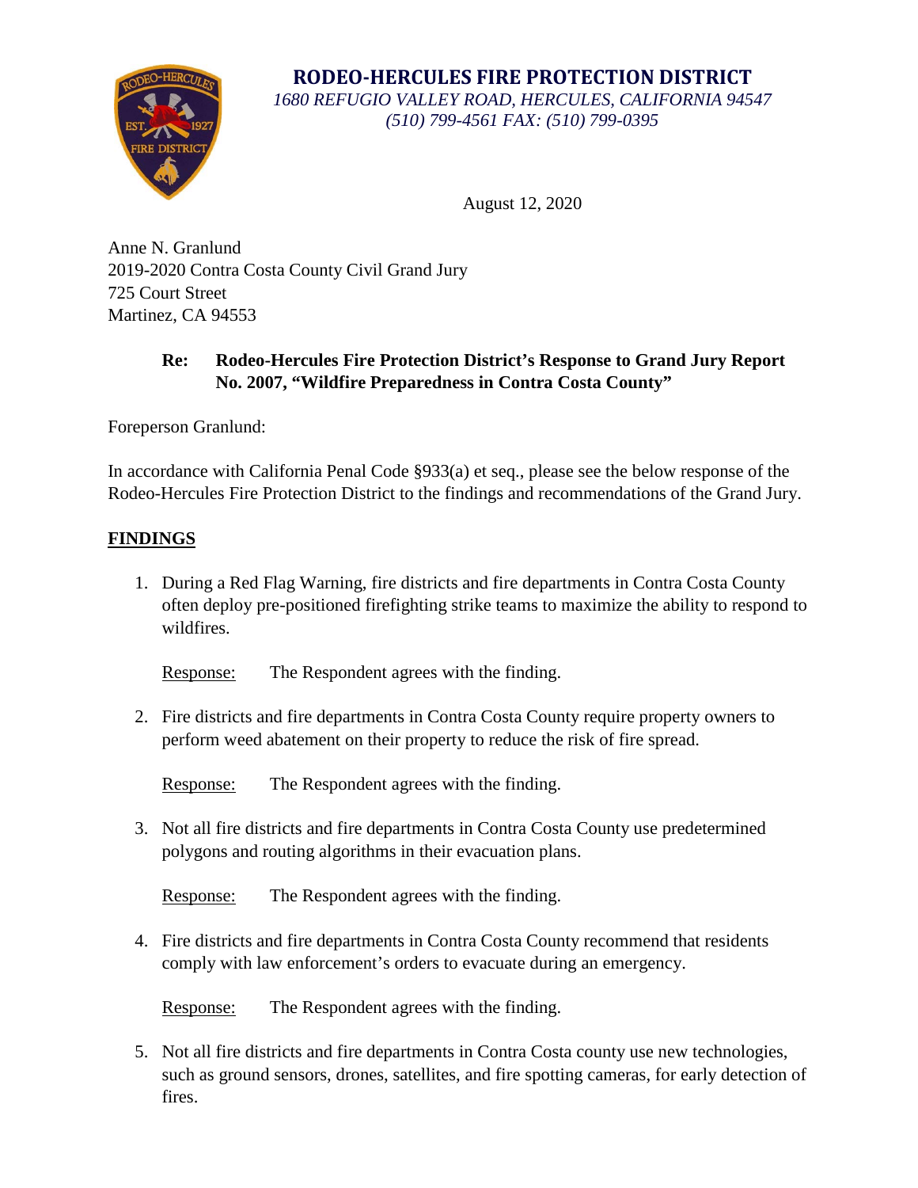# RODEO-HERCULES FIRE PROTECTION DISTRICT

*1680 REFUGIO VALLEY ROAD, HERCULES, CALIFORNIA 94547*
*(510) 799-4561 FAX: (510) 799-0395*

August 12, 2020

Anne N. Granlund
2019-2020 Contra Costa County Civil Grand Jury
725 Court Street
Martinez, CA 94553

**Re: Rodeo-Hercules Fire Protection District's Response to Grand Jury Report No. 2007, "Wildfire Preparedness in Contra Costa County"**

Foreperson Granlund:

In accordance with California Penal Code §933(a) et seq., please see the below response of the Rodeo-Hercules Fire Protection District to the findings and recommendations of the Grand Jury.

## FINDINGS

1. During a Red Flag Warning, fire districts and fire departments in Contra Costa County often deploy pre-positioned firefighting strike teams to maximize the ability to respond to wildfires.

   Response: The Respondent agrees with the finding.

2. Fire districts and fire departments in Contra Costa County require property owners to perform weed abatement on their property to reduce the risk of fire spread.

   Response: The Respondent agrees with the finding.

3. Not all fire districts and fire departments in Contra Costa County use predetermined polygons and routing algorithms in their evacuation plans.

   Response: The Respondent agrees with the finding.

4. Fire districts and fire departments in Contra Costa County recommend that residents comply with law enforcement's orders to evacuate during an emergency.

   Response: The Respondent agrees with the finding.

5. Not all fire districts and fire departments in Contra Costa county use new technologies, such as ground sensors, drones, satellites, and fire spotting cameras, for early detection of fires.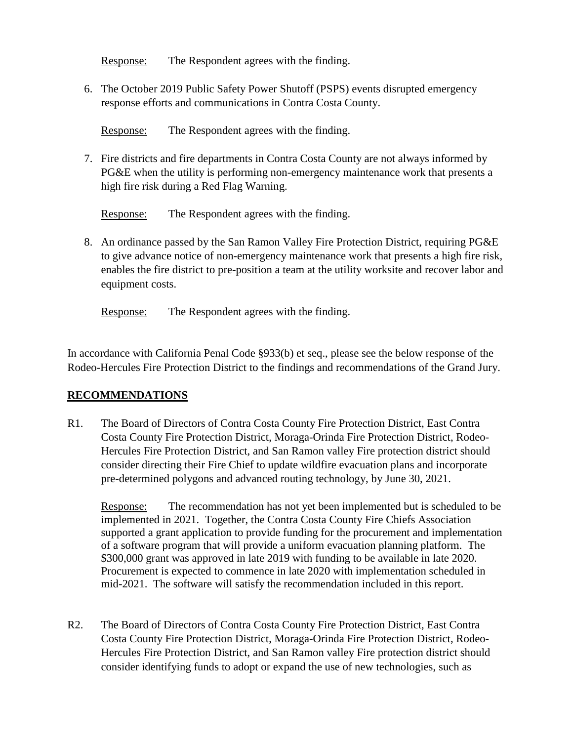Response: The Respondent agrees with the finding.

6. The October 2019 Public Safety Power Shutoff (PSPS) events disrupted emergency response efforts and communications in Contra Costa County.

   Response: The Respondent agrees with the finding.

7. Fire districts and fire departments in Contra Costa County are not always informed by PG&E when the utility is performing non-emergency maintenance work that presents a high fire risk during a Red Flag Warning.

   Response: The Respondent agrees with the finding.

8. An ordinance passed by the San Ramon Valley Fire Protection District, requiring PG&E to give advance notice of non-emergency maintenance work that presents a high fire risk, enables the fire district to pre-position a team at the utility worksite and recover labor and equipment costs.

   Response: The Respondent agrees with the finding.

In accordance with California Penal Code §933(b) et seq., please see the below response of the Rodeo-Hercules Fire Protection District to the findings and recommendations of the Grand Jury.

## RECOMMENDATIONS

R1. The Board of Directors of Contra Costa County Fire Protection District, East Contra Costa County Fire Protection District, Moraga-Orinda Fire Protection District, Rodeo-Hercules Fire Protection District, and San Ramon valley Fire protection district should consider directing their Fire Chief to update wildfire evacuation plans and incorporate pre-determined polygons and advanced routing technology, by June 30, 2021.

Response: The recommendation has not yet been implemented but is scheduled to be implemented in 2021. Together, the Contra Costa County Fire Chiefs Association supported a grant application to provide funding for the procurement and implementation of a software program that will provide a uniform evacuation planning platform. The $300,000 grant was approved in late 2019 with funding to be available in late 2020. Procurement is expected to commence in late 2020 with implementation scheduled in mid-2021. The software will satisfy the recommendation included in this report.

R2. The Board of Directors of Contra Costa County Fire Protection District, East Contra Costa County Fire Protection District, Moraga-Orinda Fire Protection District, Rodeo-Hercules Fire Protection District, and San Ramon valley Fire protection district should consider identifying funds to adopt or expand the use of new technologies, such as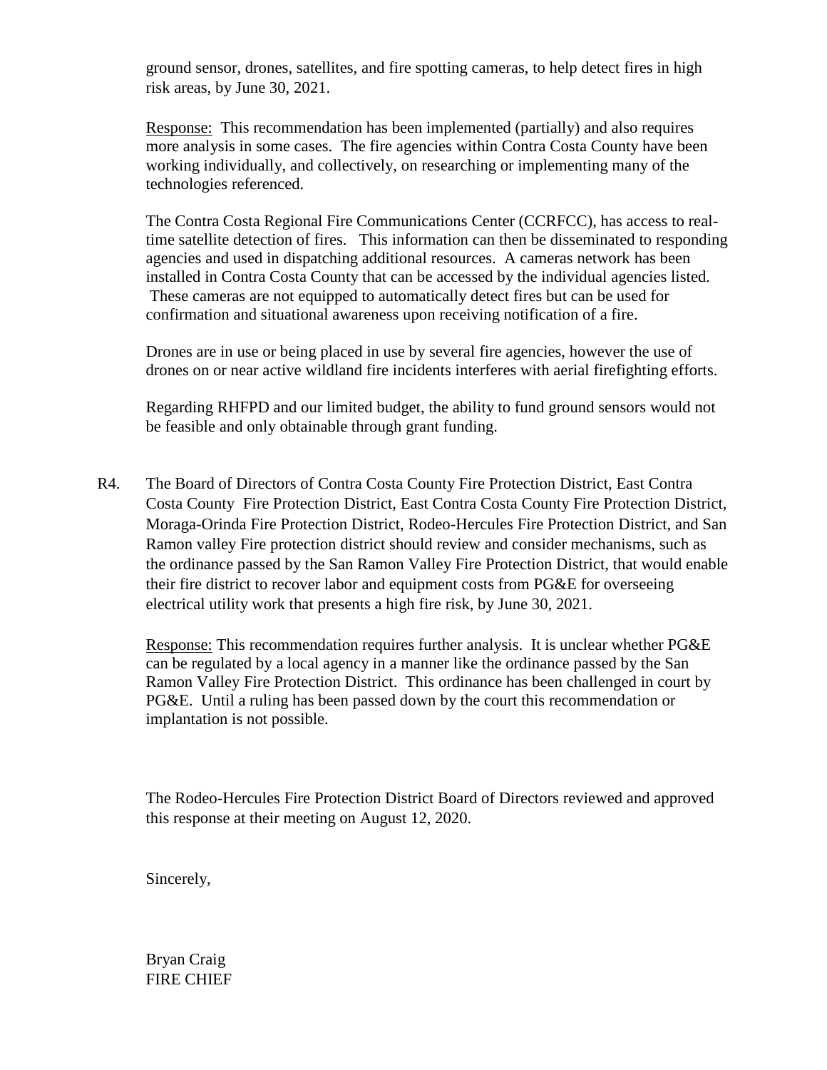ground sensor, drones, satellites, and fire spotting cameras, to help detect fires in high risk areas, by June 30, 2021.

Response: This recommendation has been implemented (partially) and also requires more analysis in some cases. The fire agencies within Contra Costa County have been working individually, and collectively, on researching or implementing many of the technologies referenced.

The Contra Costa Regional Fire Communications Center (CCRFCC), has access to real-time satellite detection of fires. This information can then be disseminated to responding agencies and used in dispatching additional resources. A cameras network has been installed in Contra Costa County that can be accessed by the individual agencies listed. These cameras are not equipped to automatically detect fires but can be used for confirmation and situational awareness upon receiving notification of a fire.

Drones are in use or being placed in use by several fire agencies, however the use of drones on or near active wildland fire incidents interferes with aerial firefighting efforts.

Regarding RHFPD and our limited budget, the ability to fund ground sensors would not be feasible and only obtainable through grant funding.

R4. The Board of Directors of Contra Costa County Fire Protection District, East Contra Costa County Fire Protection District, East Contra Costa County Fire Protection District, Moraga-Orinda Fire Protection District, Rodeo-Hercules Fire Protection District, and San Ramon valley Fire protection district should review and consider mechanisms, such as the ordinance passed by the San Ramon Valley Fire Protection District, that would enable their fire district to recover labor and equipment costs from PG&E for overseeing electrical utility work that presents a high fire risk, by June 30, 2021.

Response: This recommendation requires further analysis. It is unclear whether PG&E can be regulated by a local agency in a manner like the ordinance passed by the San Ramon Valley Fire Protection District. This ordinance has been challenged in court by PG&E. Until a ruling has been passed down by the court this recommendation or implantation is not possible.

The Rodeo-Hercules Fire Protection District Board of Directors reviewed and approved this response at their meeting on August 12, 2020.

Sincerely,

Bryan Craig
FIRE CHIEF